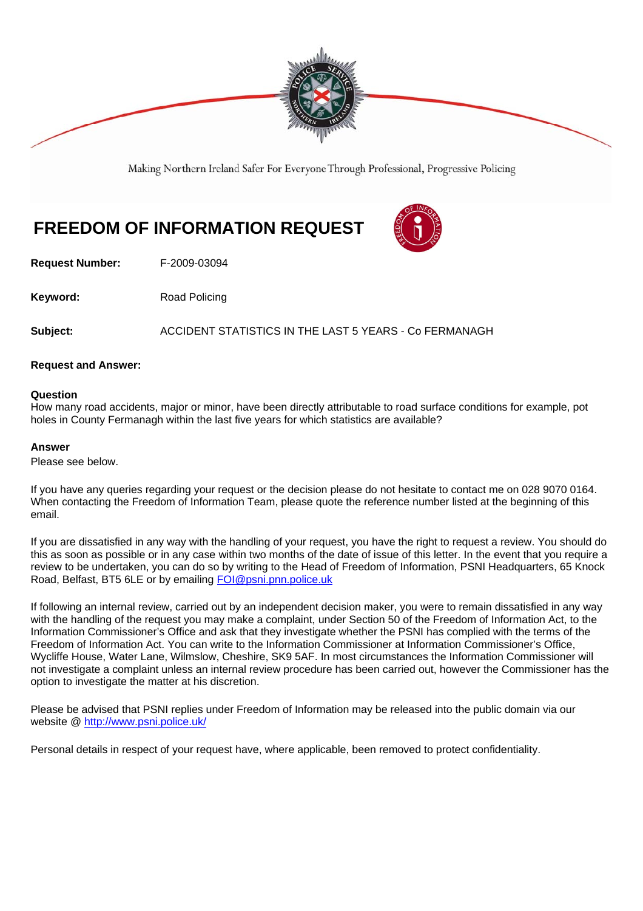Making Northern Ireland Safer For Everyone Through Professional, Progressive Policing

# FREEDOM OF INFORMATION REQUEST

**Request Number:** F-2009-03094

**Keyword:** Road Policing

**Subject:** ACCIDENT STATISTICS IN THE LAST 5 YEARS - Co FERMANAGH

**Request and Answer:**

**Question**
How many road accidents, major or minor, have been directly attributable to road surface conditions for example, pot holes in County Fermanagh within the last five years for which statistics are available?

**Answer**
Please see below.

If you have any queries regarding your request or the decision please do not hesitate to contact me on 028 9070 0164. When contacting the Freedom of Information Team, please quote the reference number listed at the beginning of this email.

If you are dissatisfied in any way with the handling of your request, you have the right to request a review. You should do this as soon as possible or in any case within two months of the date of issue of this letter. In the event that you require a review to be undertaken, you can do so by writing to the Head of Freedom of Information, PSNI Headquarters, 65 Knock Road, Belfast, BT5 6LE or by emailing FOI@psni.pnn.police.uk

If following an internal review, carried out by an independent decision maker, you were to remain dissatisfied in any way with the handling of the request you may make a complaint, under Section 50 of the Freedom of Information Act, to the Information Commissioner's Office and ask that they investigate whether the PSNI has complied with the terms of the Freedom of Information Act. You can write to the Information Commissioner at Information Commissioner's Office, Wycliffe House, Water Lane, Wilmslow, Cheshire, SK9 5AF. In most circumstances the Information Commissioner will not investigate a complaint unless an internal review procedure has been carried out, however the Commissioner has the option to investigate the matter at his discretion.

Please be advised that PSNI replies under Freedom of Information may be released into the public domain via our website @ http://www.psni.police.uk/

Personal details in respect of your request have, where applicable, been removed to protect confidentiality.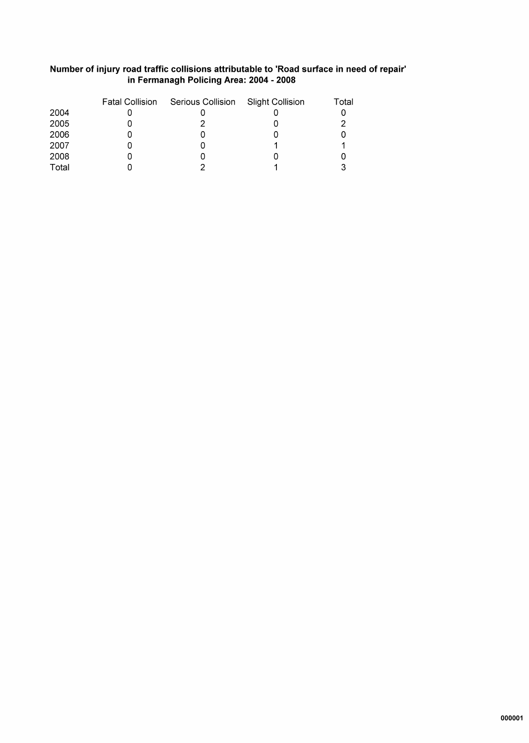**Number of injury road traffic collisions attributable to 'Road surface in need of repair' in Fermanagh Policing Area: 2004 - 2008**

| | Fatal Collision | Serious Collision | Slight Collision | Total |
|---|---|---|---|---|
| 2004 | 0 | 0 | 0 | 0 |
| 2005 | 0 | 2 | 0 | 2 |
| 2006 | 0 | 0 | 0 | 0 |
| 2007 | 0 | 0 | 1 | 1 |
| 2008 | 0 | 0 | 0 | 0 |
| Total | 0 | 2 | 1 | 3 |